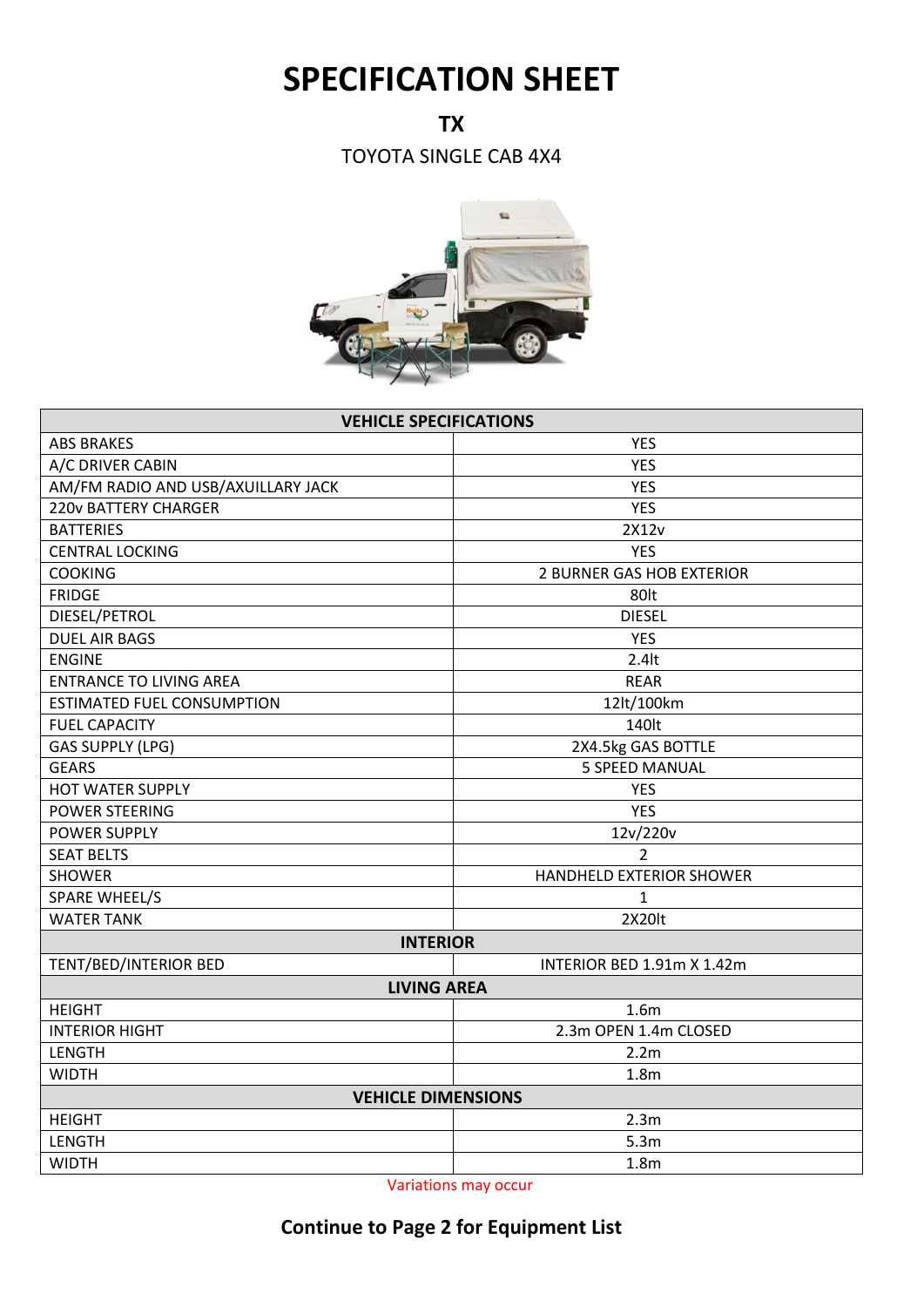# SPECIFICATION SHEET

## TX

TOYOTA SINGLE CAB 4X4

| VEHICLE SPECIFICATIONS | |
|---|---|
| ABS BRAKES | YES |
| A/C DRIVER CABIN | YES |
| AM/FM RADIO AND USB/AXUILLARY JACK | YES |
| 220v BATTERY CHARGER | YES |
| BATTERIES | 2X12v |
| CENTRAL LOCKING | YES |
| COOKING | 2 BURNER GAS HOB EXTERIOR |
| FRIDGE | 80lt |
| DIESEL/PETROL | DIESEL |
| DUEL AIR BAGS | YES |
| ENGINE | 2.4lt |
| ENTRANCE TO LIVING AREA | REAR |
| ESTIMATED FUEL CONSUMPTION | 12lt/100km |
| FUEL CAPACITY | 140lt |
| GAS SUPPLY (LPG) | 2X4.5kg GAS BOTTLE |
| GEARS | 5 SPEED MANUAL |
| HOT WATER SUPPLY | YES |
| POWER STEERING | YES |
| POWER SUPPLY | 12v/220v |
| SEAT BELTS | 2 |
| SHOWER | HANDHELD EXTERIOR SHOWER |
| SPARE WHEEL/S | 1 |
| WATER TANK | 2X20lt |
| **INTERIOR** | |
| TENT/BED/INTERIOR BED | INTERIOR BED 1.91m X 1.42m |
| **LIVING AREA** | |
| HEIGHT | 1.6m |
| INTERIOR HIGHT | 2.3m OPEN 1.4m CLOSED |
| LENGTH | 2.2m |
| WIDTH | 1.8m |
| **VEHICLE DIMENSIONS** | |
| HEIGHT | 2.3m |
| LENGTH | 5.3m |
| WIDTH | 1.8m |

Variations may occur

**Continue to Page 2 for Equipment List**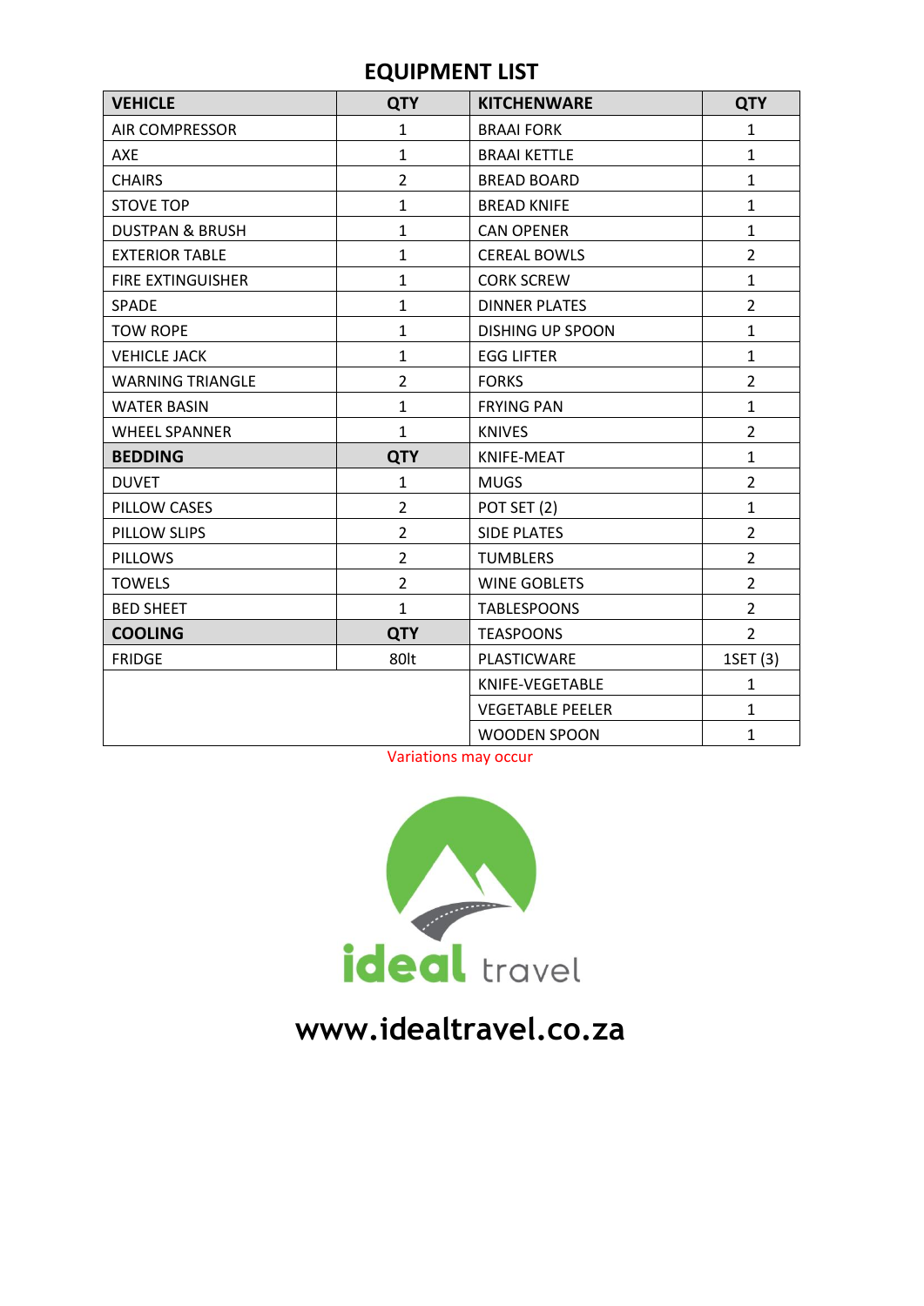# EQUIPMENT LIST

| VEHICLE | QTY | KITCHENWARE | QTY |
|---|---|---|---|
| AIR COMPRESSOR | 1 | BRAAI FORK | 1 |
| AXE | 1 | BRAAI KETTLE | 1 |
| CHAIRS | 2 | BREAD BOARD | 1 |
| STOVE TOP | 1 | BREAD KNIFE | 1 |
| DUSTPAN & BRUSH | 1 | CAN OPENER | 1 |
| EXTERIOR TABLE | 1 | CEREAL BOWLS | 2 |
| FIRE EXTINGUISHER | 1 | CORK SCREW | 1 |
| SPADE | 1 | DINNER PLATES | 2 |
| TOW ROPE | 1 | DISHING UP SPOON | 1 |
| VEHICLE JACK | 1 | EGG LIFTER | 1 |
| WARNING TRIANGLE | 2 | FORKS | 2 |
| WATER BASIN | 1 | FRYING PAN | 1 |
| WHEEL SPANNER | 1 | KNIVES | 2 |
| **BEDDING** | **QTY** | KNIFE-MEAT | 1 |
| DUVET | 1 | MUGS | 2 |
| PILLOW CASES | 2 | POT SET (2) | 1 |
| PILLOW SLIPS | 2 | SIDE PLATES | 2 |
| PILLOWS | 2 | TUMBLERS | 2 |
| TOWELS | 2 | WINE GOBLETS | 2 |
| BED SHEET | 1 | TABLESPOONS | 2 |
| **COOLING** | **QTY** | TEASPOONS | 2 |
| FRIDGE | 80lt | PLASTICWARE | 1SET (3) |
| | | KNIFE-VEGETABLE | 1 |
| | | VEGETABLE PEELER | 1 |
| | | WOODEN SPOON | 1 |

Variations may occur

ideal travel

**www.idealtravel.co.za**